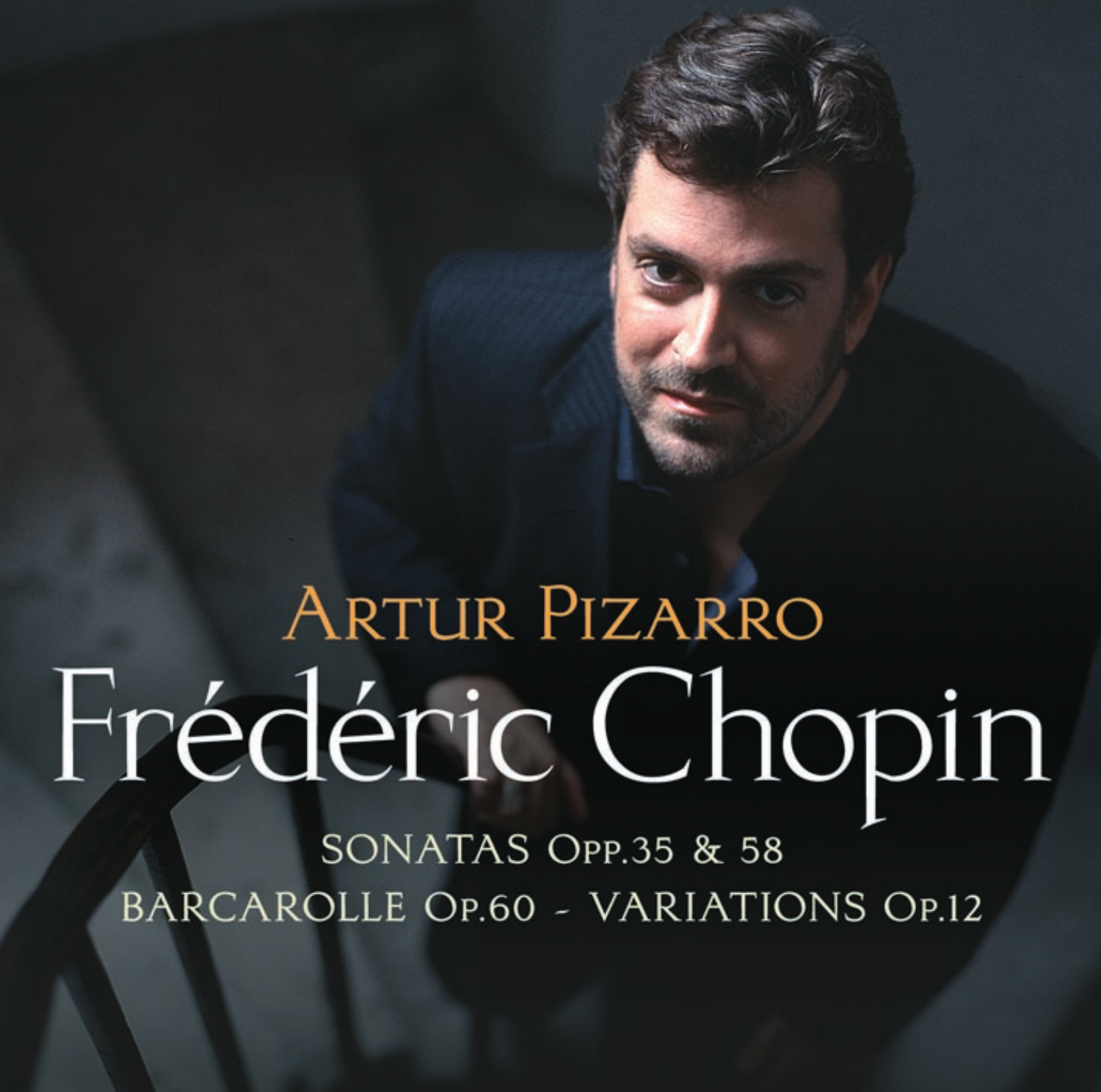# Artur Pizarro

# Frédéric Chopin

Sonatas Opp.35 & 58

Barcarolle Op.60 - Variations Op.12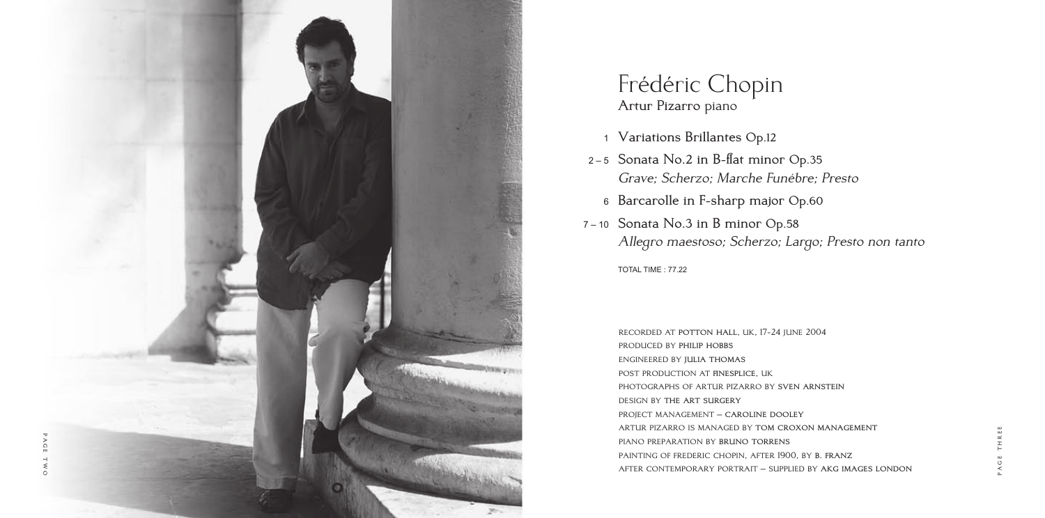# Frédéric Chopin

Artur Pizarro piano

1 Variations Brillantes Op.12

2 – 5 Sonata No.2 in B-flat minor Op.35
*Grave; Scherzo; Marche Funébre; Presto*

6 Barcarolle in F-sharp major Op.60

7 – 10 Sonata No.3 in B minor Op.58
*Allegro maestoso; Scherzo; Largo; Presto non tanto*

TOTAL TIME : 77.22

RECORDED AT POTTON HALL, UK, 17-24 JUNE 2004
PRODUCED BY PHILIP HOBBS
ENGINEERED BY JULIA THOMAS
POST PRODUCTION AT FINESPLICE, UK
PHOTOGRAPHS OF ARTUR PIZARRO BY SVEN ARNSTEIN
DESIGN BY THE ART SURGERY
PROJECT MANAGEMENT – CAROLINE DOOLEY
ARTUR PIZARRO IS MANAGED BY TOM CROXON MANAGEMENT
PIANO PREPARATION BY BRUNO TORRENS
PAINTING OF FREDERIC CHOPIN, AFTER 1900, BY B. FRANZ
AFTER CONTEMPORARY PORTRAIT – SUPPLIED BY AKG IMAGES LONDON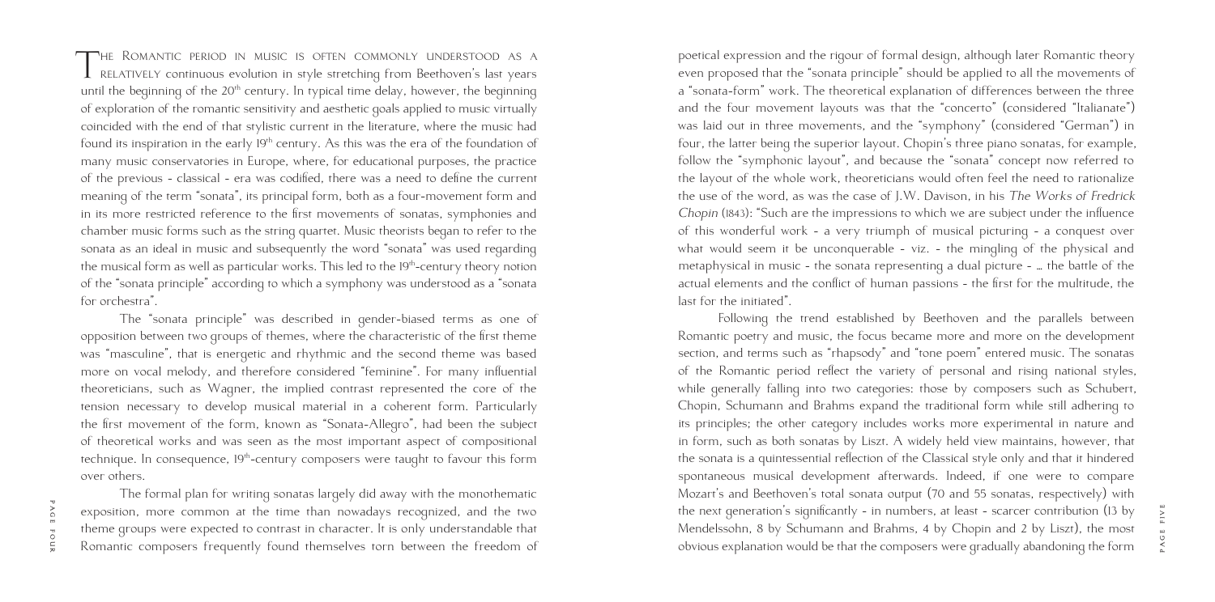The Romantic period in music is often commonly understood as a relatively continuous evolution in style stretching from Beethoven's last years until the beginning of the 20th century. In typical time delay, however, the beginning of exploration of the romantic sensitivity and aesthetic goals applied to music virtually coincided with the end of that stylistic current in the literature, where the music had found its inspiration in the early 19th century. As this was the era of the foundation of many music conservatories in Europe, where, for educational purposes, the practice of the previous - classical - era was codified, there was a need to define the current meaning of the term "sonata", its principal form, both as a four-movement form and in its more restricted reference to the first movements of sonatas, symphonies and chamber music forms such as the string quartet. Music theorists began to refer to the sonata as an ideal in music and subsequently the word "sonata" was used regarding the musical form as well as particular works. This led to the 19th-century theory notion of the "sonata principle" according to which a symphony was understood as a "sonata for orchestra".

The "sonata principle" was described in gender-biased terms as one of opposition between two groups of themes, where the characteristic of the first theme was "masculine", that is energetic and rhythmic and the second theme was based more on vocal melody, and therefore considered "feminine". For many influential theoreticians, such as Wagner, the implied contrast represented the core of the tension necessary to develop musical material in a coherent form. Particularly the first movement of the form, known as "Sonata-Allegro", had been the subject of theoretical works and was seen as the most important aspect of compositional technique. In consequence, 19th-century composers were taught to favour this form over others.

The formal plan for writing sonatas largely did away with the monothematic exposition, more common at the time than nowadays recognized, and the two theme groups were expected to contrast in character. It is only understandable that Romantic composers frequently found themselves torn between the freedom of poetical expression and the rigour of formal design, although later Romantic theory even proposed that the "sonata principle" should be applied to all the movements of a "sonata-form" work. The theoretical explanation of differences between the three and the four movement layouts was that the "concerto" (considered "Italianate") was laid out in three movements, and the "symphony" (considered "German") in four, the latter being the superior layout. Chopin's three piano sonatas, for example, follow the "symphonic layout", and because the "sonata" concept now referred to the layout of the whole work, theoreticians would often feel the need to rationalize the use of the word, as was the case of J.W. Davison, in his *The Works of Fredrick Chopin* (1843): "Such are the impressions to which we are subject under the influence of this wonderful work - a very triumph of musical picturing - a conquest over what would seem it be unconquerable - viz. - the mingling of the physical and metaphysical in music - the sonata representing a dual picture - … the battle of the actual elements and the conflict of human passions - the first for the multitude, the last for the initiated".

Following the trend established by Beethoven and the parallels between Romantic poetry and music, the focus became more and more on the development section, and terms such as "rhapsody" and "tone poem" entered music. The sonatas of the Romantic period reflect the variety of personal and rising national styles, while generally falling into two categories: those by composers such as Schubert, Chopin, Schumann and Brahms expand the traditional form while still adhering to its principles; the other category includes works more experimental in nature and in form, such as both sonatas by Liszt. A widely held view maintains, however, that the sonata is a quintessential reflection of the Classical style only and that it hindered spontaneous musical development afterwards. Indeed, if one were to compare Mozart's and Beethoven's total sonata output (70 and 55 sonatas, respectively) with the next generation's significantly - in numbers, at least - scarcer contribution (13 by Mendelssohn, 8 by Schumann and Brahms, 4 by Chopin and 2 by Liszt), the most obvious explanation would be that the composers were gradually abandoning the form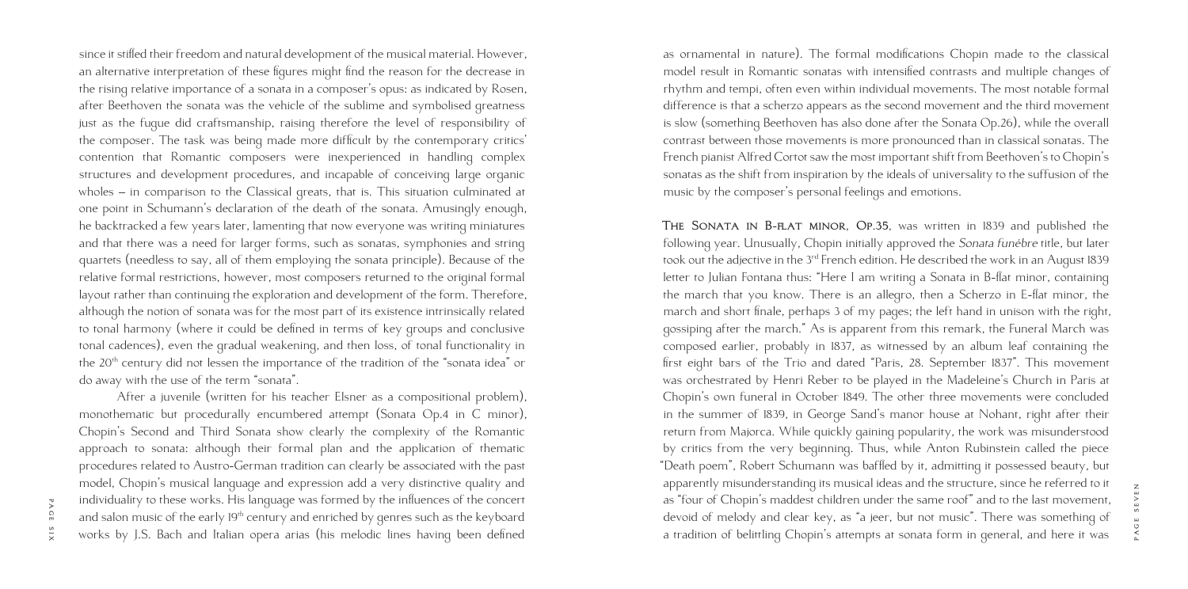since it stifled their freedom and natural development of the musical material. However, an alternative interpretation of these figures might find the reason for the decrease in the rising relative importance of a sonata in a composer's opus: as indicated by Rosen, after Beethoven the sonata was the vehicle of the sublime and symbolised greatness just as the fugue did craftsmanship, raising therefore the level of responsibility of the composer. The task was being made more difficult by the contemporary critics' contention that Romantic composers were inexperienced in handling complex structures and development procedures, and incapable of conceiving large organic wholes – in comparison to the Classical greats, that is. This situation culminated at one point in Schumann's declaration of the death of the sonata. Amusingly enough, he backtracked a few years later, lamenting that now everyone was writing miniatures and that there was a need for larger forms, such as sonatas, symphonies and string quartets (needless to say, all of them employing the sonata principle). Because of the relative formal restrictions, however, most composers returned to the original formal layout rather than continuing the exploration and development of the form. Therefore, although the notion of sonata was for the most part of its existence intrinsically related to tonal harmony (where it could be defined in terms of key groups and conclusive tonal cadences), even the gradual weakening, and then loss, of tonal functionality in the 20th century did not lessen the importance of the tradition of the "sonata idea" or do away with the use of the term "sonata".

After a juvenile (written for his teacher Elsner as a compositional problem), monothematic but procedurally encumbered attempt (Sonata Op.4 in C minor), Chopin's Second and Third Sonata show clearly the complexity of the Romantic approach to sonata: although their formal plan and the application of thematic procedures related to Austro-German tradition can clearly be associated with the past model, Chopin's musical language and expression add a very distinctive quality and individuality to these works. His language was formed by the influences of the concert and salon music of the early 19th century and enriched by genres such as the keyboard works by J.S. Bach and Italian opera arias (his melodic lines having been defined as ornamental in nature). The formal modifications Chopin made to the classical model result in Romantic sonatas with intensified contrasts and multiple changes of rhythm and tempi, often even within individual movements. The most notable formal difference is that a scherzo appears as the second movement and the third movement is slow (something Beethoven has also done after the Sonata Op.26), while the overall contrast between those movements is more pronounced than in classical sonatas. The French pianist Alfred Cortot saw the most important shift from Beethoven's to Chopin's sonatas as the shift from inspiration by the ideals of universality to the suffusion of the music by the composer's personal feelings and emotions.

**The Sonata in B-flat minor, Op.35**, was written in 1839 and published the following year. Unusually, Chopin initially approved the *Sonata funébre* title, but later took out the adjective in the 3rd French edition. He described the work in an August 1839 letter to Julian Fontana thus: "Here I am writing a Sonata in B-flat minor, containing the march that you know. There is an allegro, then a Scherzo in E-flat minor, the march and short finale, perhaps 3 of my pages; the left hand in unison with the right, gossiping after the march." As is apparent from this remark, the Funeral March was composed earlier, probably in 1837, as witnessed by an album leaf containing the first eight bars of the Trio and dated "Paris, 28. September 1837". This movement was orchestrated by Henri Reber to be played in the Madeleine's Church in Paris at Chopin's own funeral in October 1849. The other three movements were concluded in the summer of 1839, in George Sand's manor house at Nohant, right after their return from Majorca. While quickly gaining popularity, the work was misunderstood by critics from the very beginning. Thus, while Anton Rubinstein called the piece "Death poem", Robert Schumann was baffled by it, admitting it possessed beauty, but apparently misunderstanding its musical ideas and the structure, since he referred to it as "four of Chopin's maddest children under the same roof" and to the last movement, devoid of melody and clear key, as "a jeer, but not music". There was something of a tradition of belittling Chopin's attempts at sonata form in general, and here it was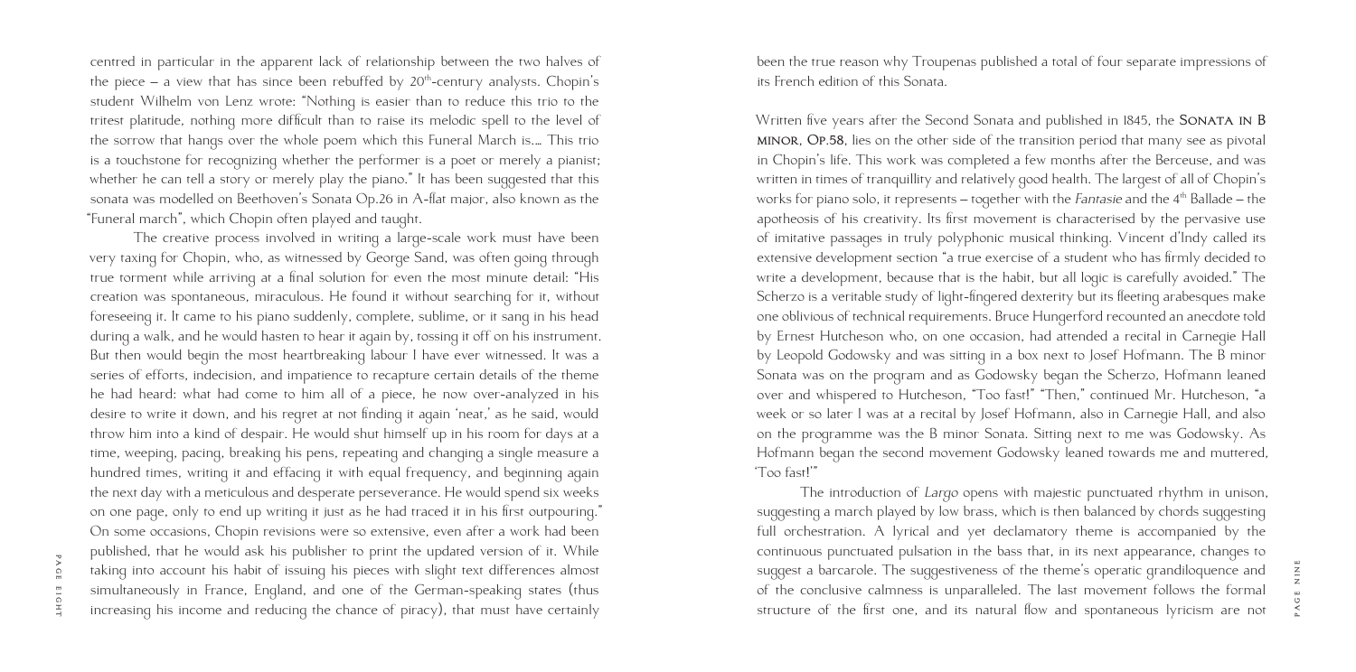centred in particular in the apparent lack of relationship between the two halves of the piece – a view that has since been rebuffed by 20th-century analysts. Chopin's student Wilhelm von Lenz wrote: "Nothing is easier than to reduce this trio to the tritest platitude, nothing more difficult than to raise its melodic spell to the level of the sorrow that hangs over the whole poem which this Funeral March is.... This trio is a touchstone for recognizing whether the performer is a poet or merely a pianist; whether he can tell a story or merely play the piano." It has been suggested that this sonata was modelled on Beethoven's Sonata Op.26 in A-flat major, also known as the "Funeral march", which Chopin often played and taught.

The creative process involved in writing a large-scale work must have been very taxing for Chopin, who, as witnessed by George Sand, was often going through true torment while arriving at a final solution for even the most minute detail: "His creation was spontaneous, miraculous. He found it without searching for it, without foreseeing it. It came to his piano suddenly, complete, sublime, or it sang in his head during a walk, and he would hasten to hear it again by, tossing it off on his instrument. But then would begin the most heartbreaking labour I have ever witnessed. It was a series of efforts, indecision, and impatience to recapture certain details of the theme he had heard: what had come to him all of a piece, he now over-analyzed in his desire to write it down, and his regret at not finding it again 'neat,' as he said, would throw him into a kind of despair. He would shut himself up in his room for days at a time, weeping, pacing, breaking his pens, repeating and changing a single measure a hundred times, writing it and effacing it with equal frequency, and beginning again the next day with a meticulous and desperate perseverance. He would spend six weeks on one page, only to end up writing it just as he had traced it in his first outpouring." On some occasions, Chopin revisions were so extensive, even after a work had been published, that he would ask his publisher to print the updated version of it. While taking into account his habit of issuing his pieces with slight text differences almost simultaneously in France, England, and one of the German-speaking states (thus increasing his income and reducing the chance of piracy), that must have certainly been the true reason why Troupenas published a total of four separate impressions of its French edition of this Sonata.

Written five years after the Second Sonata and published in 1845, the **Sonata in B minor, Op.58**, lies on the other side of the transition period that many see as pivotal in Chopin's life. This work was completed a few months after the Berceuse, and was written in times of tranquillity and relatively good health. The largest of all of Chopin's works for piano solo, it represents – together with the *Fantasie* and the 4th Ballade – the apotheosis of his creativity. Its first movement is characterised by the pervasive use of imitative passages in truly polyphonic musical thinking. Vincent d'Indy called its extensive development section "a true exercise of a student who has firmly decided to write a development, because that is the habit, but all logic is carefully avoided." The Scherzo is a veritable study of light-fingered dexterity but its fleeting arabesques make one oblivious of technical requirements. Bruce Hungerford recounted an anecdote told by Ernest Hutcheson who, on one occasion, had attended a recital in Carnegie Hall by Leopold Godowsky and was sitting in a box next to Josef Hofmann. The B minor Sonata was on the program and as Godowsky began the Scherzo, Hofmann leaned over and whispered to Hutcheson, "Too fast!" "Then," continued Mr. Hutcheson, "a week or so later I was at a recital by Josef Hofmann, also in Carnegie Hall, and also on the programme was the B minor Sonata. Sitting next to me was Godowsky. As Hofmann began the second movement Godowsky leaned towards me and muttered, 'Too fast!'"

The introduction of *Largo* opens with majestic punctuated rhythm in unison, suggesting a march played by low brass, which is then balanced by chords suggesting full orchestration. A lyrical and yet declamatory theme is accompanied by the continuous punctuated pulsation in the bass that, in its next appearance, changes to suggest a barcarole. The suggestiveness of the theme's operatic grandiloquence and of the conclusive calmness is unparalleled. The last movement follows the formal structure of the first one, and its natural flow and spontaneous lyricism are not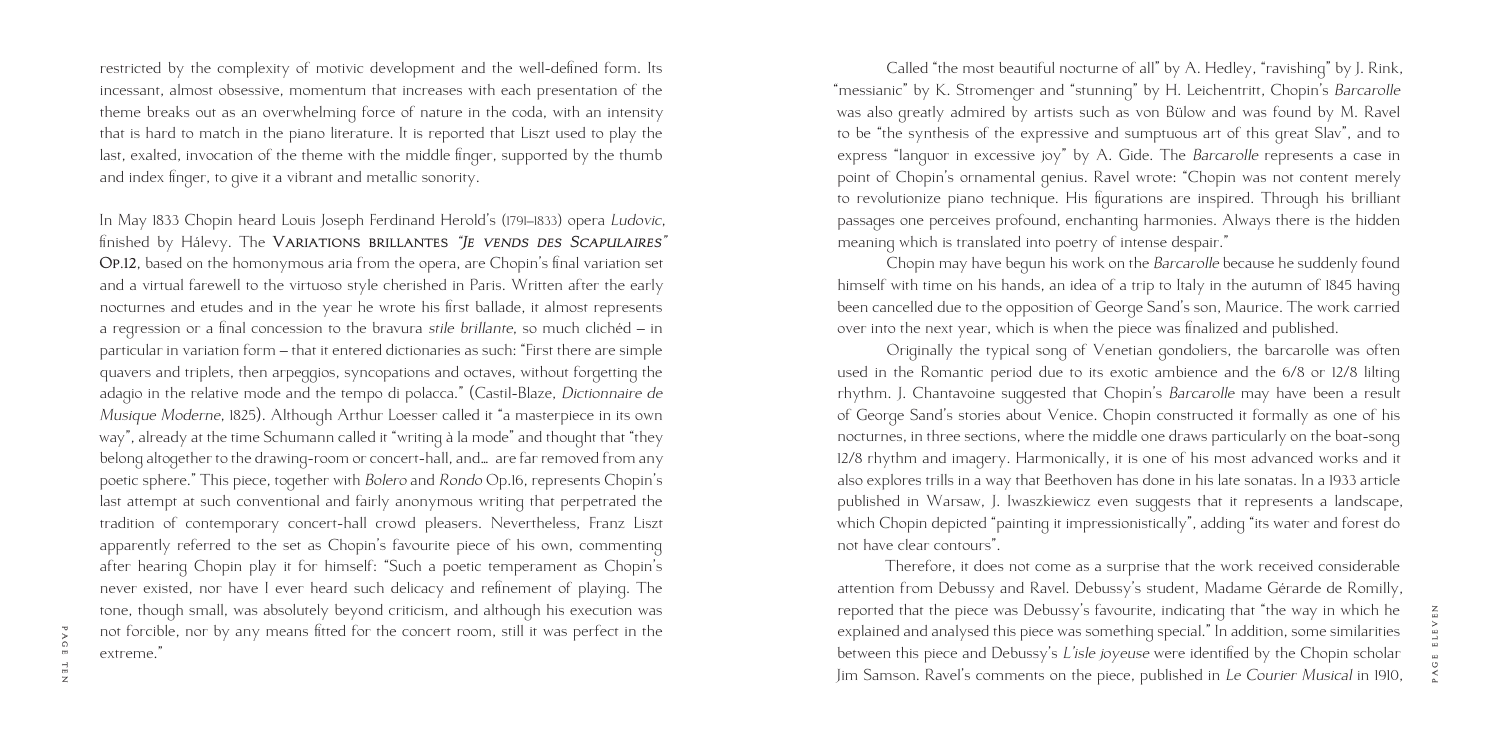restricted by the complexity of motivic development and the well-defined form. Its incessant, almost obsessive, momentum that increases with each presentation of the theme breaks out as an overwhelming force of nature in the coda, with an intensity that is hard to match in the piano literature. It is reported that Liszt used to play the last, exalted, invocation of the theme with the middle finger, supported by the thumb and index finger, to give it a vibrant and metallic sonority.

In May 1833 Chopin heard Louis Joseph Ferdinand Herold's (1791–1833) opera *Ludovic*, finished by Halévy. The **Variations brillantes *"Je vends des Scapulaires"* Op.12**, based on the homonymous aria from the opera, are Chopin's final variation set and a virtual farewell to the virtuoso style cherished in Paris. Written after the early nocturnes and etudes and in the year he wrote his first ballade, it almost represents a regression or a final concession to the bravura *stile brillante*, so much clichéd – in particular in variation form – that it entered dictionaries as such: "First there are simple quavers and triplets, then arpeggios, syncopations and octaves, without forgetting the adagio in the relative mode and the tempo di polacca." (Castil-Blaze, *Dictionnaire de Musique Moderne*, 1825). Although Arthur Loesser called it "a masterpiece in its own way", already at the time Schumann called it "writing à la mode" and thought that "they belong altogether to the drawing-room or concert-hall, and… are far removed from any poetic sphere." This piece, together with *Bolero* and *Rondo* Op.16, represents Chopin's last attempt at such conventional and fairly anonymous writing that perpetrated the tradition of contemporary concert-hall crowd pleasers. Nevertheless, Franz Liszt apparently referred to the set as Chopin's favourite piece of his own, commenting after hearing Chopin play it for himself: "Such a poetic temperament as Chopin's never existed, nor have I ever heard such delicacy and refinement of playing. The tone, though small, was absolutely beyond criticism, and although his execution was not forcible, nor by any means fitted for the concert room, still it was perfect in the extreme."

Called "the most beautiful nocturne of all" by A. Hedley, "ravishing" by J. Rink, "messianic" by K. Stromenger and "stunning" by H. Leichentritt, Chopin's *Barcarolle* was also greatly admired by artists such as von Bülow and was found by M. Ravel to be "the synthesis of the expressive and sumptuous art of this great Slav", and to express "languor in excessive joy" by A. Gide. The *Barcarolle* represents a case in point of Chopin's ornamental genius. Ravel wrote: "Chopin was not content merely to revolutionize piano technique. His figurations are inspired. Through his brilliant passages one perceives profound, enchanting harmonies. Always there is the hidden meaning which is translated into poetry of intense despair."

Chopin may have begun his work on the *Barcarolle* because he suddenly found himself with time on his hands, an idea of a trip to Italy in the autumn of 1845 having been cancelled due to the opposition of George Sand's son, Maurice. The work carried over into the next year, which is when the piece was finalized and published.

Originally the typical song of Venetian gondoliers, the barcarolle was often used in the Romantic period due to its exotic ambience and the 6/8 or 12/8 lilting rhythm. J. Chantavoine suggested that Chopin's *Barcarolle* may have been a result of George Sand's stories about Venice. Chopin constructed it formally as one of his nocturnes, in three sections, where the middle one draws particularly on the boat-song 12/8 rhythm and imagery. Harmonically, it is one of his most advanced works and it also explores trills in a way that Beethoven has done in his late sonatas. In a 1933 article published in Warsaw, J. Iwaszkiewicz even suggests that it represents a landscape, which Chopin depicted "painting it impressionistically", adding "its water and forest do not have clear contours".

Therefore, it does not come as a surprise that the work received considerable attention from Debussy and Ravel. Debussy's student, Madame Gérarde de Romilly, reported that the piece was Debussy's favourite, indicating that "the way in which he explained and analysed this piece was something special." In addition, some similarities between this piece and Debussy's *L'isle joyeuse* were identified by the Chopin scholar Jim Samson. Ravel's comments on the piece, published in *Le Courier Musical* in 1910,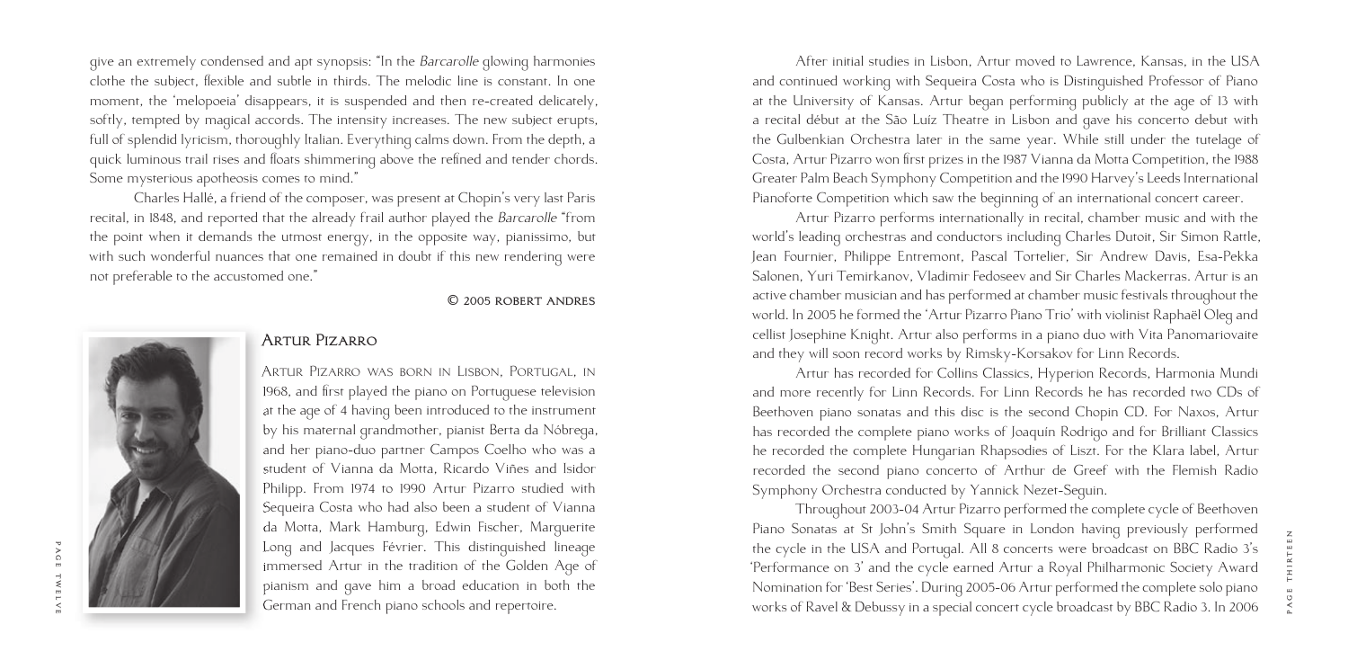give an extremely condensed and apt synopsis: "In the *Barcarolle* glowing harmonies clothe the subject, flexible and subtle in thirds. The melodic line is constant. In one moment, the 'melopoeia' disappears, it is suspended and then re-created delicately, softly, tempted by magical accords. The intensity increases. The new subject erupts, full of splendid lyricism, thoroughly Italian. Everything calms down. From the depth, a quick luminous trail rises and floats shimmering above the refined and tender chords. Some mysterious apotheosis comes to mind."

Charles Hallé, a friend of the composer, was present at Chopin's very last Paris recital, in 1848, and reported that the already frail author played the *Barcarolle* "from the point when it demands the utmost energy, in the opposite way, pianissimo, but with such wonderful nuances that one remained in doubt if this new rendering were not preferable to the accustomed one."

© 2005 Robert Andres

## Artur Pizarro

Artur Pizarro was born in Lisbon, Portugal, in 1968, and first played the piano on Portuguese television at the age of 4 having been introduced to the instrument by his maternal grandmother, pianist Berta da Nóbrega, and her piano-duo partner Campos Coelho who was a student of Vianna da Motta, Ricardo Viñes and Isidor Philipp. From 1974 to 1990 Artur Pizarro studied with Sequeira Costa who had also been a student of Vianna da Motta, Mark Hamburg, Edwin Fischer, Marguerite Long and Jacques Février. This distinguished lineage immersed Artur in the tradition of the Golden Age of pianism and gave him a broad education in both the German and French piano schools and repertoire.

After initial studies in Lisbon, Artur moved to Lawrence, Kansas, in the USA and continued working with Sequeira Costa who is Distinguished Professor of Piano at the University of Kansas. Artur began performing publicly at the age of 13 with a recital début at the São Luíz Theatre in Lisbon and gave his concerto debut with the Gulbenkian Orchestra later in the same year. While still under the tutelage of Costa, Artur Pizarro won first prizes in the 1987 Vianna da Motta Competition, the 1988 Greater Palm Beach Symphony Competition and the 1990 Harvey's Leeds International Pianoforte Competition which saw the beginning of an international concert career.

Artur Pizarro performs internationally in recital, chamber music and with the world's leading orchestras and conductors including Charles Dutoit, Sir Simon Rattle, Jean Fournier, Philippe Entremont, Pascal Tortelier, Sir Andrew Davis, Esa-Pekka Salonen, Yuri Temirkanov, Vladimir Fedoseev and Sir Charles Mackerras. Artur is an active chamber musician and has performed at chamber music festivals throughout the world. In 2005 he formed the 'Artur Pizarro Piano Trio' with violinist Raphaël Oleg and cellist Josephine Knight. Artur also performs in a piano duo with Vita Panomariovaite and they will soon record works by Rimsky-Korsakov for Linn Records.

Artur has recorded for Collins Classics, Hyperion Records, Harmonia Mundi and more recently for Linn Records. For Linn Records he has recorded two CDs of Beethoven piano sonatas and this disc is the second Chopin CD. For Naxos, Artur has recorded the complete piano works of Joaquin Rodrigo and for Brilliant Classics he recorded the complete Hungarian Rhapsodies of Liszt. For the Klara label, Artur recorded the second piano concerto of Arthur de Greef with the Flemish Radio Symphony Orchestra conducted by Yannick Nezet-Seguin.

Throughout 2003-04 Artur Pizarro performed the complete cycle of Beethoven Piano Sonatas at St John's Smith Square in London having previously performed the cycle in the USA and Portugal. All 8 concerts were broadcast on BBC Radio 3's 'Performance on 3' and the cycle earned Artur a Royal Philharmonic Society Award Nomination for 'Best Series'. During 2005-06 Artur performed the complete solo piano works of Ravel & Debussy in a special concert cycle broadcast by BBC Radio 3. In 2006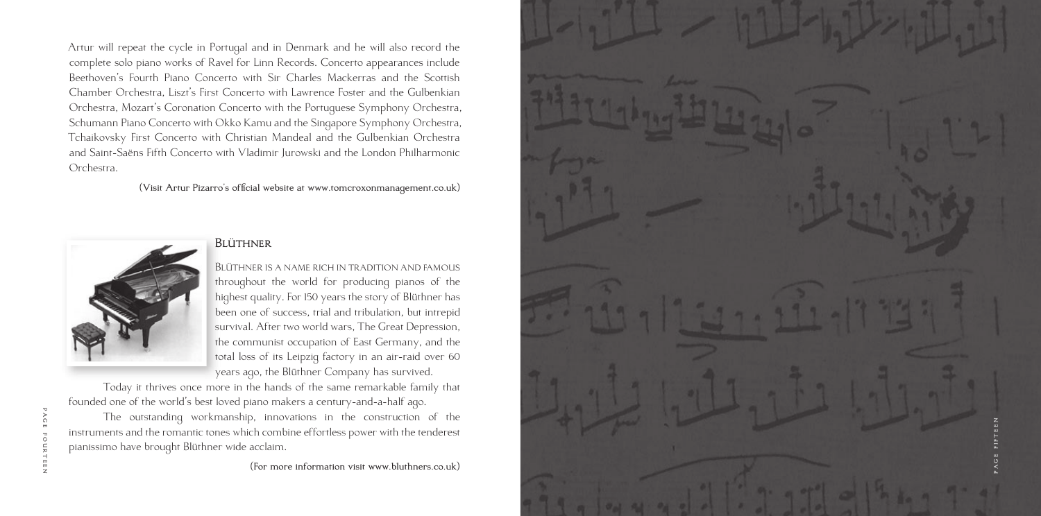Artur will repeat the cycle in Portugal and in Denmark and he will also record the complete solo piano works of Ravel for Linn Records. Concerto appearances include Beethoven's Fourth Piano Concerto with Sir Charles Mackerras and the Scottish Chamber Orchestra, Liszt's First Concerto with Lawrence Foster and the Gulbenkian Orchestra, Mozart's Coronation Concerto with the Portuguese Symphony Orchestra, Schumann Piano Concerto with Okko Kamu and the Singapore Symphony Orchestra, Tchaikovsky First Concerto with Christian Mandeal and the Gulbenkian Orchestra and Saint-Saëns Fifth Concerto with Vladimir Jurowski and the London Philharmonic Orchestra.

(Visit Artur Pizarro's official website at www.tomcroxonmanagement.co.uk)

## Blüthner

Blüthner is a name rich in tradition and famous throughout the world for producing pianos of the highest quality. For 150 years the story of Blüthner has been one of success, trial and tribulation, but intrepid survival. After two world wars, The Great Depression, the communist occupation of East Germany, and the total loss of its Leipzig factory in an air-raid over 60 years ago, the Blüthner Company has survived.

Today it thrives once more in the hands of the same remarkable family that founded one of the world's best loved piano makers a century-and-a-half ago.

The outstanding workmanship, innovations in the construction of the instruments and the romantic tones which combine effortless power with the tenderest pianissimo have brought Blüthner wide acclaim.

(For more information visit www.bluthners.co.uk)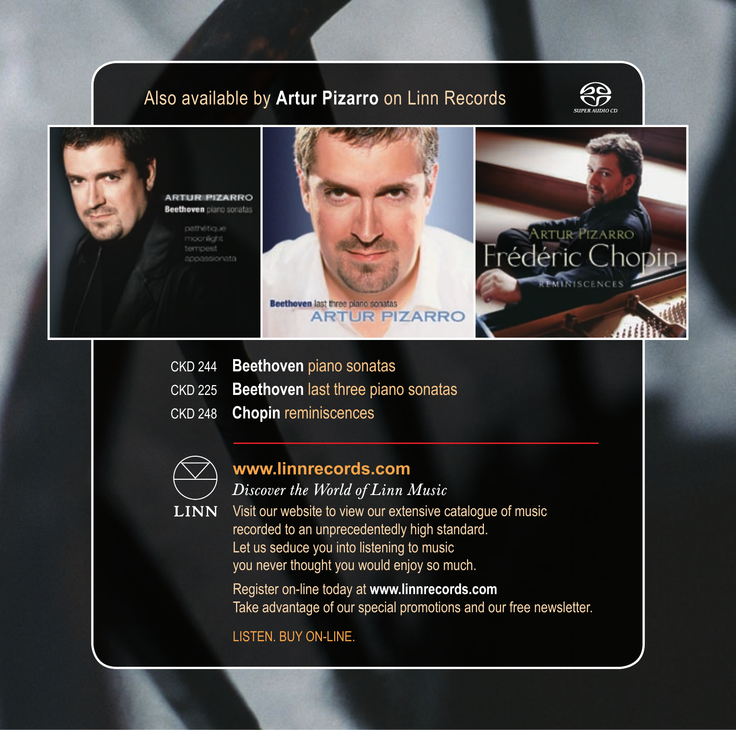## Also available by **Artur Pizarro** on Linn Records

SUPER AUDIO CD

CKD 244 **Beethoven** piano sonatas

CKD 225 **Beethoven** last three piano sonatas

CKD 248 **Chopin** reminiscences

LINN

**www.linnrecords.com**

*Discover the World of Linn Music*

Visit our website to view our extensive catalogue of music recorded to an unprecedentedly high standard.
Let us seduce you into listening to music you never thought you would enjoy so much.

Register on-line today at **www.linnrecords.com**
Take advantage of our special promotions and our free newsletter.

LISTEN. BUY ON-LINE.